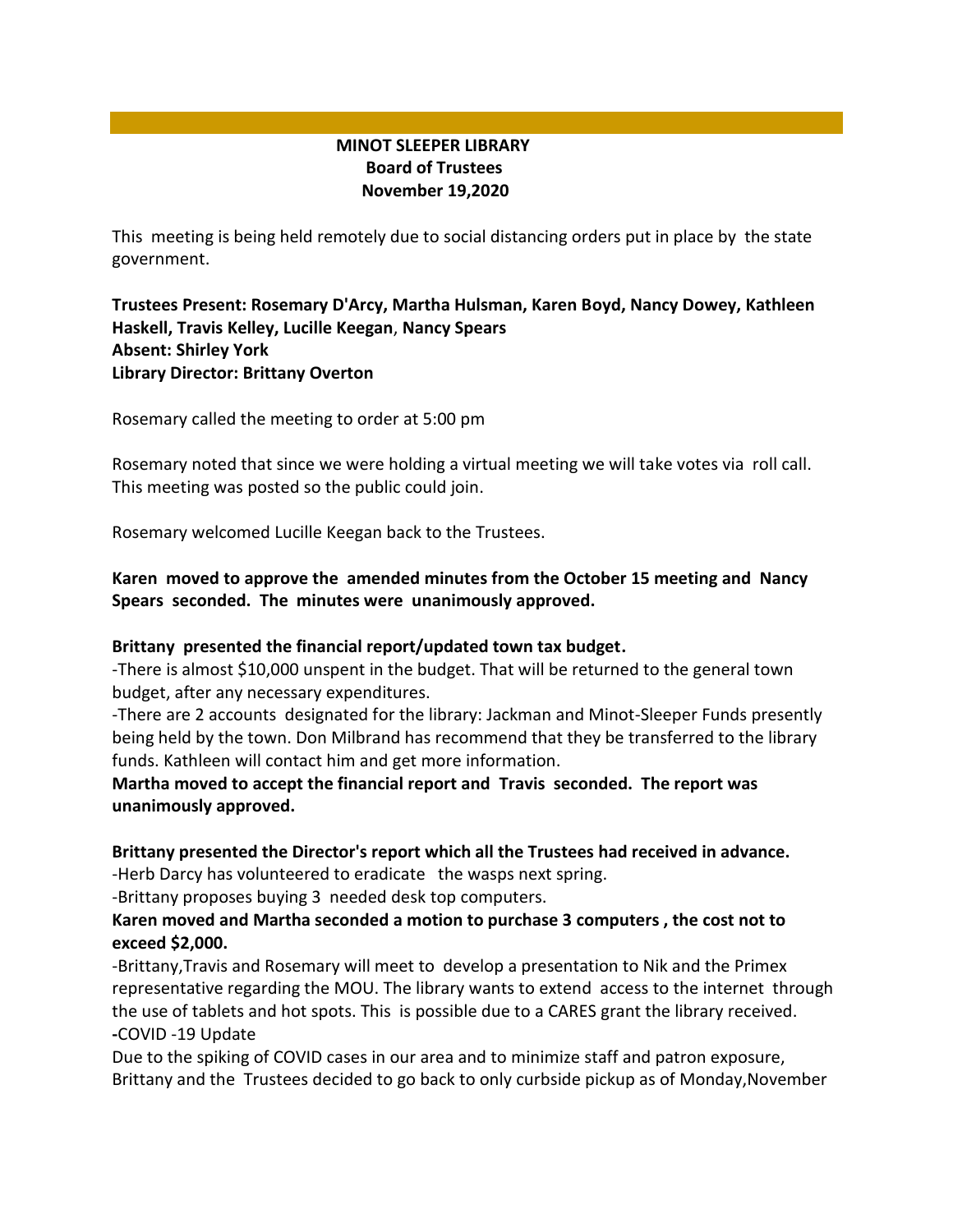**MINOT SLEEPER LIBRARY**
**Board of Trustees**
**November 19,2020**

This meeting is being held remotely due to social distancing orders put in place by the state government.

**Trustees Present: Rosemary D'Arcy, Martha Hulsman, Karen Boyd, Nancy Dowey, Kathleen Haskell, Travis Kelley, Lucille Keegan, Nancy Spears**
**Absent: Shirley York**
**Library Director: Brittany Overton**

Rosemary called the meeting to order at 5:00 pm

Rosemary noted that since we were holding a virtual meeting we will take votes via roll call. This meeting was posted so the public could join.

Rosemary welcomed Lucille Keegan back to the Trustees.

**Karen moved to approve the amended minutes from the October 15 meeting and Nancy Spears seconded. The minutes were unanimously approved.**

**Brittany presented the financial report/updated town tax budget.**

-There is almost $10,000 unspent in the budget. That will be returned to the general town budget, after any necessary expenditures.

-There are 2 accounts designated for the library: Jackman and Minot-Sleeper Funds presently being held by the town. Don Milbrand has recommend that they be transferred to the library funds. Kathleen will contact him and get more information.

**Martha moved to accept the financial report and Travis seconded. The report was unanimously approved.**

**Brittany presented the Director's report which all the Trustees had received in advance.**

-Herb Darcy has volunteered to eradicate the wasps next spring.

-Brittany proposes buying 3 needed desk top computers.

**Karen moved and Martha seconded a motion to purchase 3 computers , the cost not to exceed $2,000.**

-Brittany,Travis and Rosemary will meet to develop a presentation to Nik and the Primex representative regarding the MOU. The library wants to extend access to the internet through the use of tablets and hot spots. This is possible due to a CARES grant the library received.

**-**COVID -19 Update

Due to the spiking of COVID cases in our area and to minimize staff and patron exposure, Brittany and the Trustees decided to go back to only curbside pickup as of Monday,November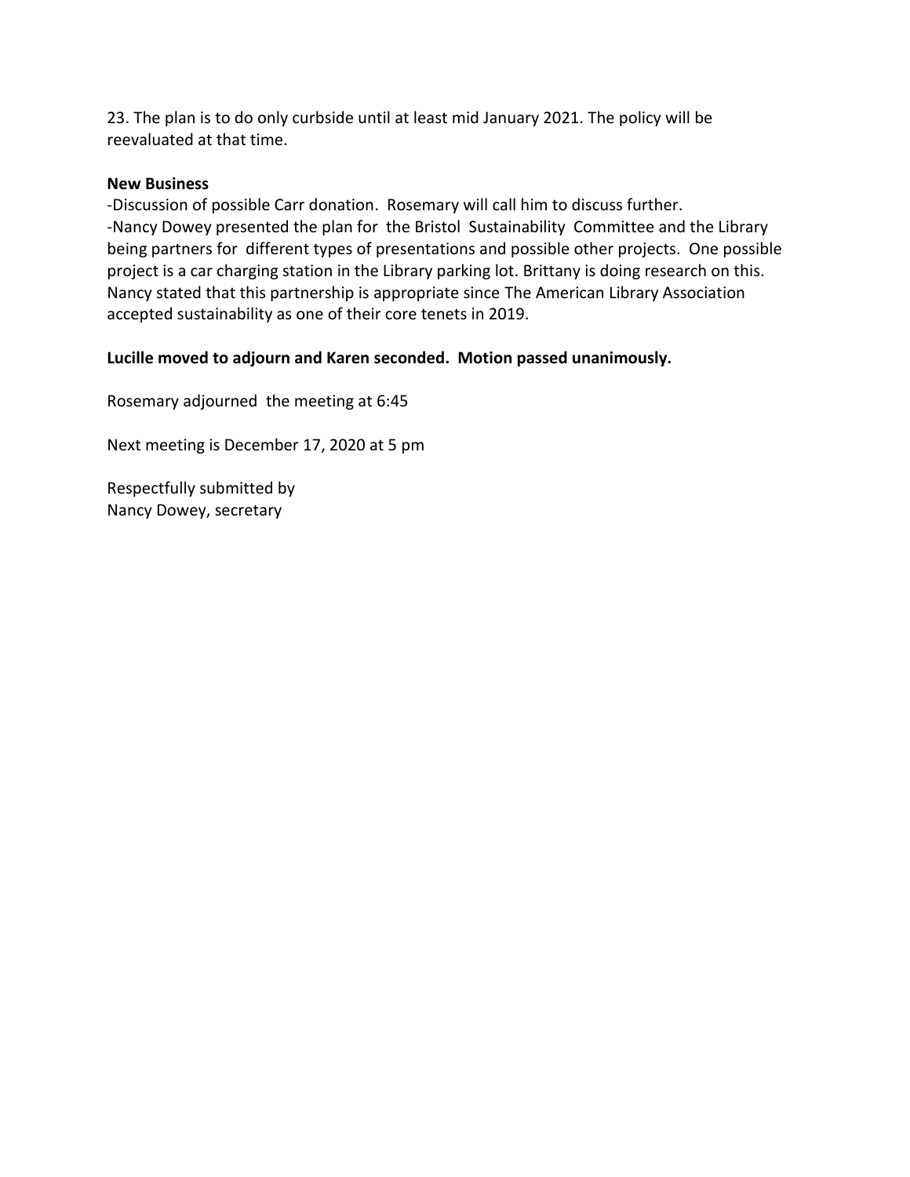23. The plan is to do only curbside until at least mid January 2021. The policy will be reevaluated at that time.

**New Business**

-Discussion of possible Carr donation. Rosemary will call him to discuss further.
-Nancy Dowey presented the plan for the Bristol Sustainability Committee and the Library being partners for different types of presentations and possible other projects. One possible project is a car charging station in the Library parking lot. Brittany is doing research on this. Nancy stated that this partnership is appropriate since The American Library Association accepted sustainability as one of their core tenets in 2019.

**Lucille moved to adjourn and Karen seconded. Motion passed unanimously.**

Rosemary adjourned the meeting at 6:45

Next meeting is December 17, 2020 at 5 pm

Respectfully submitted by
Nancy Dowey, secretary